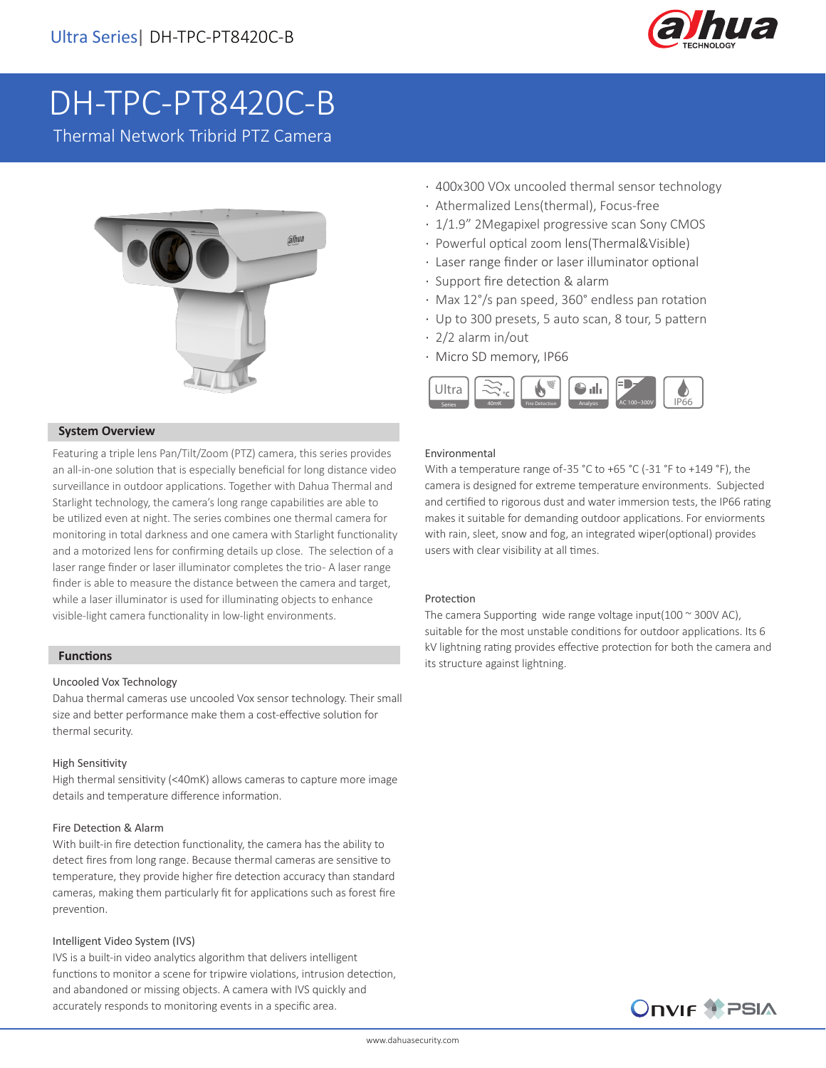# DH-TPC-PT8420C-B

Thermal Network Tribrid PTZ Camera

- 400x300 VOx uncooled thermal sensor technology
- Athermalized Lens(thermal), Focus-free
- 1/1.9" 2Megapixel progressive scan Sony CMOS
- Powerful optical zoom lens(Thermal&Visible)
- Laser range finder or laser illuminator optional
- Support fire detection & alarm
- Max 12°/s pan speed, 360° endless pan rotation
- Up to 300 presets, 5 auto scan, 8 tour, 5 pattern
- 2/2 alarm in/out
- Micro SD memory, IP66

## System Overview

Featuring a triple lens Pan/Tilt/Zoom (PTZ) camera, this series provides an all-in-one solution that is especially beneficial for long distance video surveillance in outdoor applications. Together with Dahua Thermal and Starlight technology, the camera's long range capabilities are able to be utilized even at night. The series combines one thermal camera for monitoring in total darkness and one camera with Starlight functionality and a motorized lens for confirming details up close. The selection of a laser range finder or laser illuminator completes the trio- A laser range finder is able to measure the distance between the camera and target, while a laser illuminator is used for illuminating objects to enhance visible-light camera functionality in low-light environments.

## Functions

### Uncooled Vox Technology

Dahua thermal cameras use uncooled Vox sensor technology. Their small size and better performance make them a cost-effective solution for thermal security.

### High Sensitivity

High thermal sensitivity (<40mK) allows cameras to capture more image details and temperature difference information.

### Fire Detection & Alarm

With built-in fire detection functionality, the camera has the ability to detect fires from long range. Because thermal cameras are sensitive to temperature, they provide higher fire detection accuracy than standard cameras, making them particularly fit for applications such as forest fire prevention.

### Intelligent Video System (IVS)

IVS is a built-in video analytics algorithm that delivers intelligent functions to monitor a scene for tripwire violations, intrusion detection, and abandoned or missing objects. A camera with IVS quickly and accurately responds to monitoring events in a specific area.

### Environmental

With a temperature range of-35 °C to +65 °C (-31 °F to +149 °F), the camera is designed for extreme temperature environments. Subjected and certified to rigorous dust and water immersion tests, the IP66 rating makes it suitable for demanding outdoor applications. For enviorments with rain, sleet, snow and fog, an integrated wiper(optional) provides users with clear visibility at all times.

### Protection

The camera Supporting wide range voltage input(100 ~ 300V AC), suitable for the most unstable conditions for outdoor applications. Its 6 kV lightning rating provides effective protection for both the camera and its structure against lightning.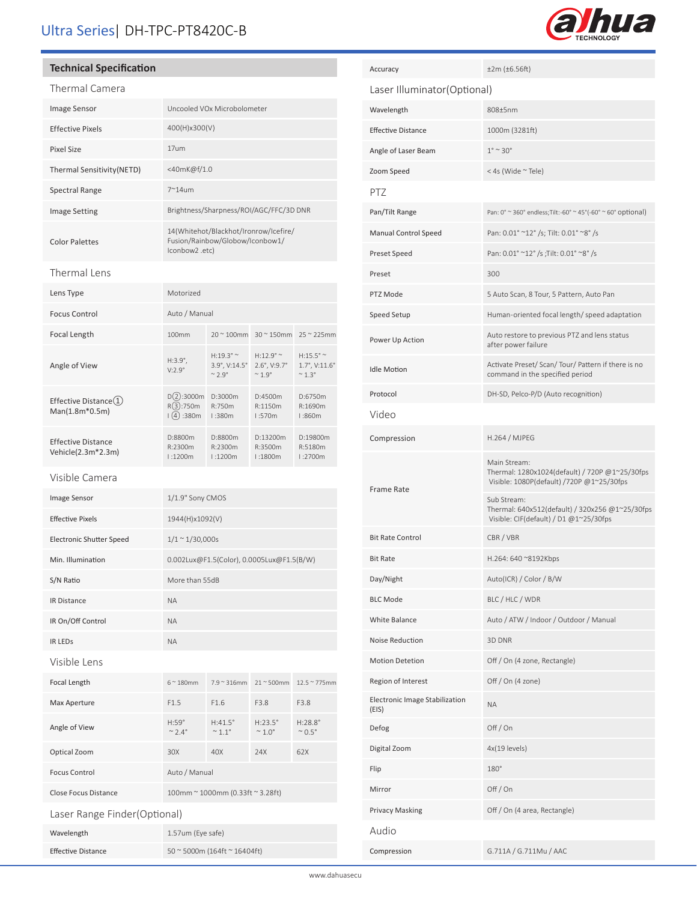## Technical Specification

### Thermal Camera

| | |
|---|---|
| Image Sensor | Uncooled VOx Microbolometer |
| Effective Pixels | 400(H)x300(V) |
| Pixel Size | 17um |
| Thermal Sensitivity(NETD) | <40mK@f/1.0 |
| Spectral Range | 7~14um |
| Image Setting | Brightness/Sharpness/ROI/AGC/FFC/3D DNR |
| Color Palettes | 14(Whitehot/Blackhot/Ironrow/Icefire/ Fusion/Rainbow/Globow/Iconbow1/ Iconbow2 .etc) |

### Thermal Lens

| | | | | |
|---|---|---|---|---|
| Lens Type | Motorized | | | |
| Focus Control | Auto / Manual | | | |
| Focal Length | 100mm | 20 ~ 100mm | 30 ~ 150mm | 25 ~ 225mm |
| Angle of View | H:3.9°, V:2.9° | H:19.3° ~ 3.9°, V:14.5° ~ 2.9° | H:12.9° ~ 2.6°, V:9.7° ~ 1.9° | H:15.5° ~ 1.7°, V:11.6° ~ 1.3° |
| Effective Distance(1) Man(1.8m*0.5m) | D(2):3000m R(3):750m I(4):380m | D:3000m R:750m I:380m | D:4500m R:1150m I:570m | D:6750m R:1690m I:860m |
| Effective Distance Vehicle(2.3m*2.3m) | D:8800m R:2300m I:1200m | D:8800m R:2300m I:1200m | D:13200m R:3500m I:1800m | D:19800m R:5180m I:2700m |

### Visible Camera

| | |
|---|---|
| Image Sensor | 1/1.9" Sony CMOS |
| Effective Pixels | 1944(H)x1092(V) |
| Electronic Shutter Speed | 1/1 ~ 1/30,000s |
| Min. Illumination | 0.002Lux@F1.5(Color), 0.0005Lux@F1.5(B/W) |
| S/N Ratio | More than 55dB |
| IR Distance | NA |
| IR On/Off Control | NA |
| IR LEDs | NA |

### Visible Lens

| | | | | |
|---|---|---|---|---|
| Focal Length | 6 ~ 180mm | 7.9 ~ 316mm | 21 ~ 500mm | 12.5 ~ 775mm |
| Max Aperture | F1.5 | F1.6 | F3.8 | F3.8 |
| Angle of View | H:59° ~ 2.4° | H:41.5° ~ 1.1° | H:23.5° ~ 1.0° | H:28.8° ~ 0.5° |
| Optical Zoom | 30X | 40X | 24X | 62X |
| Focus Control | Auto / Manual | | | |
| Close Focus Distance | 100mm ~ 1000mm (0.33ft ~ 3.28ft) | | | |

### Laser Range Finder(Optional)

| | |
|---|---|
| Wavelength | 1.57um (Eye safe) |
| Effective Distance | 50 ~ 5000m (164ft ~ 16404ft) |
| Accuracy | ±2m (±6.56ft) |

### Laser Illuminator(Optional)

| | |
|---|---|
| Wavelength | 808±5nm |
| Effective Distance | 1000m (3281ft) |
| Angle of Laser Beam | 1° ~ 30° |
| Zoom Speed | < 4s (Wide ~ Tele) |

### PTZ

| | |
|---|---|
| Pan/Tilt Range | Pan: 0° ~ 360° endless;Tilt:-60° ~ 45°(-60° ~ 60° optional) |
| Manual Control Speed | Pan: 0.01° ~12° /s; Tilt: 0.01° ~8° /s |
| Preset Speed | Pan: 0.01° ~12° /s ;Tilt: 0.01° ~8° /s |
| Preset | 300 |
| PTZ Mode | 5 Auto Scan, 8 Tour, 5 Pattern, Auto Pan |
| Speed Setup | Human-oriented focal length/ speed adaptation |
| Power Up Action | Auto restore to previous PTZ and lens status after power failure |
| Idle Motion | Activate Preset/ Scan/ Tour/ Pattern if there is no command in the specified period |
| Protocol | DH-SD, Pelco-P/D (Auto recognition) |

### Video

| | |
|---|---|
| Compression | H.264 / MJPEG |
| Frame Rate | Main Stream: Thermal: 1280x1024(default) / 720P @1~25/30fps Visible: 1080P(default) /720P @1~25/30fps |
| | Sub Stream: Thermal: 640x512(default) / 320x256 @1~25/30fps Visible: CIF(default) / D1 @1~25/30fps |
| Bit Rate Control | CBR / VBR |
| Bit Rate | H.264: 640 ~8192Kbps |
| Day/Night | Auto(ICR) / Color / B/W |
| BLC Mode | BLC / HLC / WDR |
| White Balance | Auto / ATW / Indoor / Outdoor / Manual |
| Noise Reduction | 3D DNR |
| Motion Detetion | Off / On (4 zone, Rectangle) |
| Region of Interest | Off / On (4 zone) |
| Electronic Image Stabilization (EIS) | NA |
| Defog | Off / On |
| Digital Zoom | 4x(19 levels) |
| Flip | 180° |
| Mirror | Off / On |
| Privacy Masking | Off / On (4 area, Rectangle) |

### Audio

| | |
|---|---|
| Compression | G.711A / G.711Mu / AAC |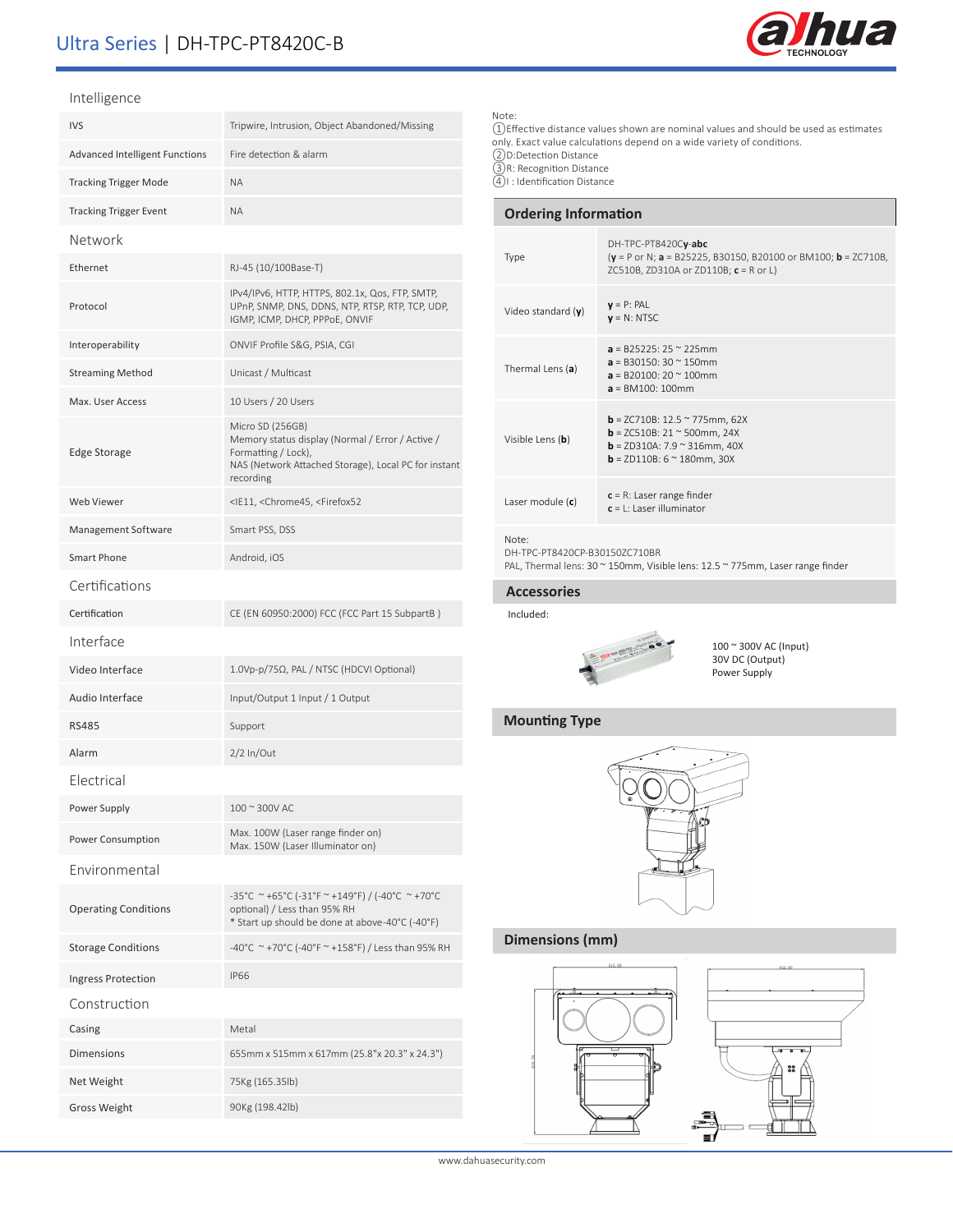## Intelligence

| | |
|---|---|
| IVS | Tripwire, Intrusion, Object Abandoned/Missing |
| Advanced Intelligent Functions | Fire detection & alarm |
| Tracking Trigger Mode | NA |
| Tracking Trigger Event | NA |

## Network

| | |
|---|---|
| Ethernet | RJ-45 (10/100Base-T) |
| Protocol | IPv4/IPv6, HTTP, HTTPS, 802.1x, Qos, FTP, SMTP, UPnP, SNMP, DNS, DDNS, NTP, RTSP, RTP, TCP, UDP, IGMP, ICMP, DHCP, PPPoE, ONVIF |
| Interoperability | ONVIF Profile S&G, PSIA, CGI |
| Streaming Method | Unicast / Multicast |
| Max. User Access | 10 Users / 20 Users |
| Edge Storage | Micro SD (256GB)<br>Memory status display (Normal / Error / Active / Formatting / Lock),<br>NAS (Network Attached Storage), Local PC for instant recording |
| Web Viewer | <IE11, <Chrome45, <Firefox52 |
| Management Software | Smart PSS, DSS |
| Smart Phone | Android, iOS |

## Certifications

| | |
|---|---|
| Certification | CE (EN 60950:2000) FCC (FCC Part 15 SubpartB ) |

## Interface

| | |
|---|---|
| Video Interface | 1.0Vp-p/75Ω, PAL / NTSC (HDCVI Optional) |
| Audio Interface | Input/Output 1 Input / 1 Output |
| RS485 | Support |
| Alarm | 2/2 In/Out |

## Electrical

| | |
|---|---|
| Power Supply | 100 ~ 300V AC |
| Power Consumption | Max. 100W (Laser range finder on)<br>Max. 150W (Laser Illuminator on) |

## Environmental

| | |
|---|---|
| Operating Conditions | -35°C ~ +65°C (-31°F ~ +149°F) / (-40°C ~ +70°C optional) / Less than 95% RH<br>* Start up should be done at above-40°C (-40°F) |
| Storage Conditions | -40°C ~ +70°C (-40°F ~ +158°F) / Less than 95% RH |
| Ingress Protection | IP66 |

## Construction

| | |
|---|---|
| Casing | Metal |
| Dimensions | 655mm x 515mm x 617mm (25.8"x 20.3" x 24.3") |
| Net Weight | 75Kg (165.35lb) |
| Gross Weight | 90Kg (198.42lb) |

Note:
① Effective distance values shown are nominal values and should be used as estimates only. Exact value calculations depend on a wide variety of conditions.
② D:Detection Distance
③ R: Recognition Distance
④ I : Identification Distance

## Ordering Information

| | |
|---|---|
| Type | DH-TPC-PT8420C**y**-**abc**<br>(**y** = P or N; **a** = B25225, B30150, B20100 or BM100; **b** = ZC710B, ZC510B, ZD310A or ZD110B; **c** = R or L) |
| Video standard (**y**) | **y** = P: PAL<br>**y** = N: NTSC |
| Thermal Lens (**a**) | **a** = B25225: 25 ~ 225mm<br>**a** = B30150: 30 ~ 150mm<br>**a** = B20100: 20 ~ 100mm<br>**a** = BM100: 100mm |
| Visible Lens (**b**) | **b** = ZC710B: 12.5 ~ 775mm, 62X<br>**b** = ZC510B: 21 ~ 500mm, 24X<br>**b** = ZD310A: 7.9 ~ 316mm, 40X<br>**b** = ZD110B: 6 ~ 180mm, 30X |
| Laser module (**c**) | **c** = R: Laser range finder<br>**c** = L: Laser illuminator |

Note:
DH-TPC-PT8420CP-B30150ZC710BR
PAL, Thermal lens: 30 ~ 150mm, Visible lens: 12.5 ~ 775mm, Laser range finder

## Accessories

Included:

100 ~ 300V AC (Input)
30V DC (Output)
Power Supply

## Mounting Type

## Dimensions (mm)

www.dahuasecurity.com